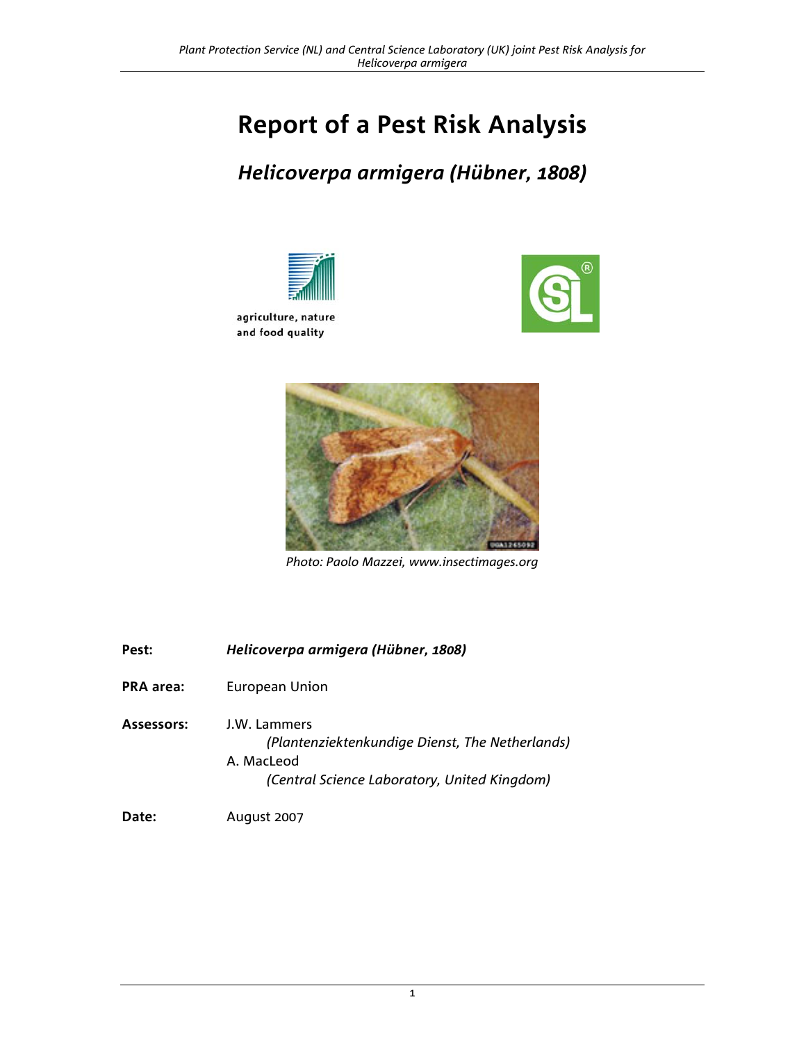# Report of a Pest Risk Analysis

## *Helicoverpa armigera (Hübner, 1808)*

agriculture, nature and food quality

*Photo: Paolo Mazzei, www.insectimages.org*

**Pest:** *Helicoverpa armigera (Hübner, 1808)*

**PRA area:** European Union

**Assessors:** J.W. Lammers
*(Plantenziektenkundige Dienst, The Netherlands)*
A. MacLeod
*(Central Science Laboratory, United Kingdom)*

**Date:** August 2007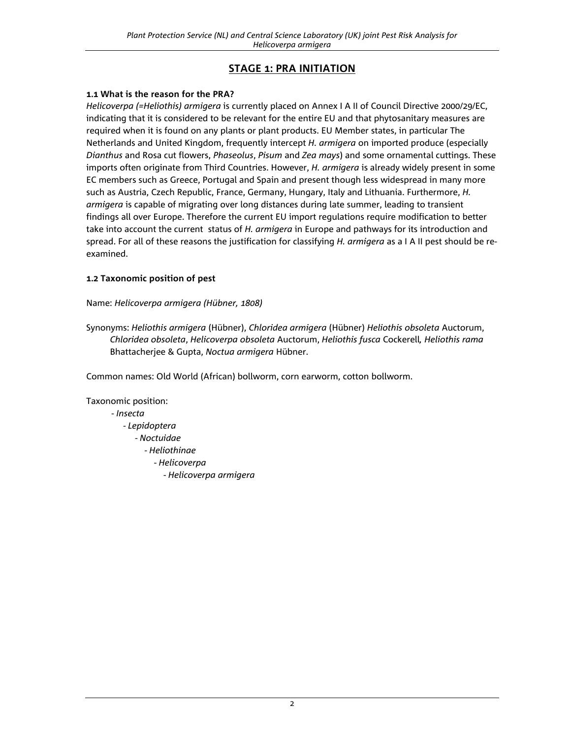## STAGE 1: PRA INITIATION

### 1.1 What is the reason for the PRA?

*Helicoverpa (=Heliothis) armigera* is currently placed on Annex I A II of Council Directive 2000/29/EC, indicating that it is considered to be relevant for the entire EU and that phytosanitary measures are required when it is found on any plants or plant products. EU Member states, in particular The Netherlands and United Kingdom, frequently intercept *H. armigera* on imported produce (especially *Dianthus* and Rosa cut flowers, *Phaseolus*, *Pisum* and *Zea mays*) and some ornamental cuttings. These imports often originate from Third Countries. However, *H. armigera* is already widely present in some EC members such as Greece, Portugal and Spain and present though less widespread in many more such as Austria, Czech Republic, France, Germany, Hungary, Italy and Lithuania. Furthermore, *H. armigera* is capable of migrating over long distances during late summer, leading to transient findings all over Europe. Therefore the current EU import regulations require modification to better take into account the current status of *H. armigera* in Europe and pathways for its introduction and spread. For all of these reasons the justification for classifying *H. armigera* as a I A II pest should be re-examined.

### 1.2 Taxonomic position of pest

Name: *Helicoverpa armigera (Hübner, 1808)*

Synonyms: *Heliothis armigera* (Hübner), *Chloridea armigera* (Hübner) *Heliothis obsoleta* Auctorum, *Chloridea obsoleta*, *Helicoverpa obsoleta* Auctorum, *Heliothis fusca* Cockerell*, Heliothis rama* Bhattacherjee & Gupta, *Noctua armigera* Hübner.

Common names: Old World (African) bollworm, corn earworm, cotton bollworm.

Taxonomic position:

- *Insecta*
  - *Lepidoptera*
    - *Noctuidae*
      - *Heliothinae*
        - *Helicoverpa*
          - *Helicoverpa armigera*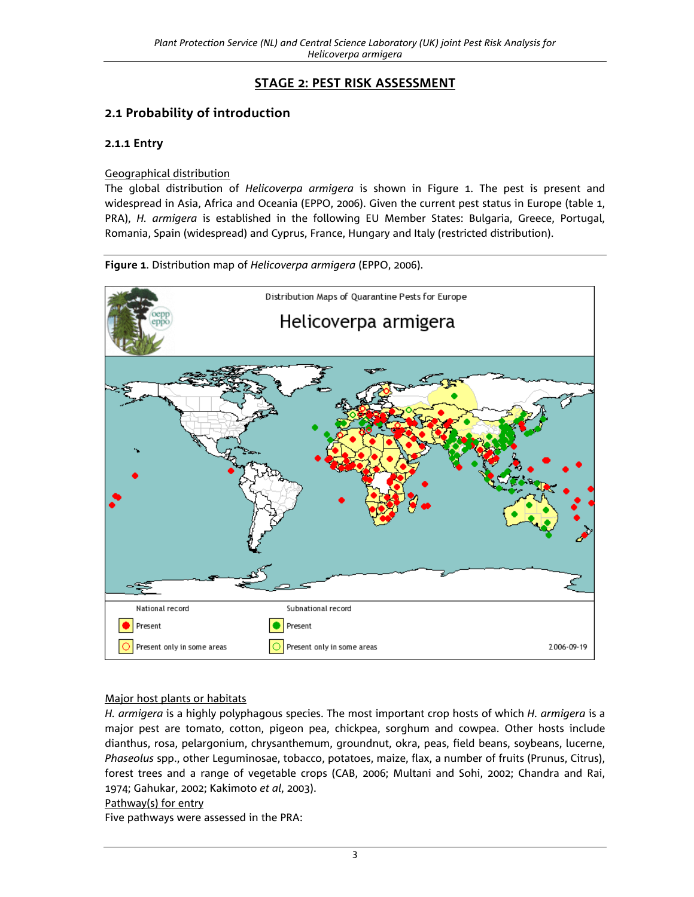## STAGE 2: PEST RISK ASSESSMENT

### 2.1 Probability of introduction

#### 2.1.1 Entry

Geographical distribution

The global distribution of *Helicoverpa armigera* is shown in Figure 1. The pest is present and widespread in Asia, Africa and Oceania (EPPO, 2006). Given the current pest status in Europe (table 1, PRA), *H. armigera* is established in the following EU Member States: Bulgaria, Greece, Portugal, Romania, Spain (widespread) and Cyprus, France, Hungary and Italy (restricted distribution).

**Figure 1**. Distribution map of *Helicoverpa armigera* (EPPO, 2006).

Major host plants or habitats

*H. armigera* is a highly polyphagous species. The most important crop hosts of which *H. armigera* is a major pest are tomato, cotton, pigeon pea, chickpea, sorghum and cowpea. Other hosts include dianthus, rosa, pelargonium, chrysanthemum, groundnut, okra, peas, field beans, soybeans, lucerne, *Phaseolus* spp., other Leguminosae, tobacco, potatoes, maize, flax, a number of fruits (Prunus, Citrus), forest trees and a range of vegetable crops (CAB, 2006; Multani and Sohi, 2002; Chandra and Rai, 1974; Gahukar, 2002; Kakimoto *et al*, 2003).

Pathway(s) for entry

Five pathways were assessed in the PRA: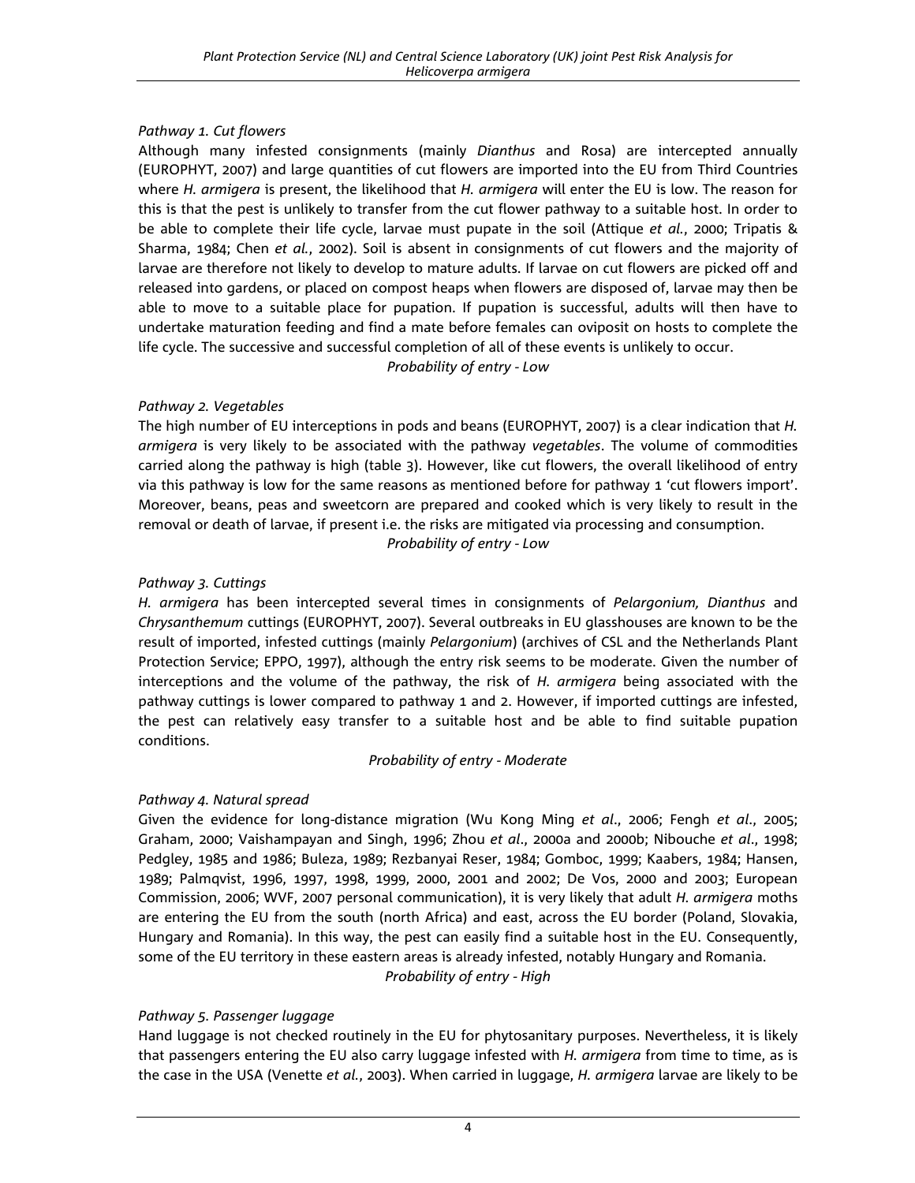*Pathway 1. Cut flowers*

Although many infested consignments (mainly *Dianthus* and Rosa) are intercepted annually (EUROPHYT, 2007) and large quantities of cut flowers are imported into the EU from Third Countries where *H. armigera* is present, the likelihood that *H. armigera* will enter the EU is low. The reason for this is that the pest is unlikely to transfer from the cut flower pathway to a suitable host. In order to be able to complete their life cycle, larvae must pupate in the soil (Attique *et al.*, 2000; Tripatis & Sharma, 1984; Chen *et al.*, 2002). Soil is absent in consignments of cut flowers and the majority of larvae are therefore not likely to develop to mature adults. If larvae on cut flowers are picked off and released into gardens, or placed on compost heaps when flowers are disposed of, larvae may then be able to move to a suitable place for pupation. If pupation is successful, adults will then have to undertake maturation feeding and find a mate before females can oviposit on hosts to complete the life cycle. The successive and successful completion of all of these events is unlikely to occur.

*Probability of entry - Low*

*Pathway 2. Vegetables*

The high number of EU interceptions in pods and beans (EUROPHYT, 2007) is a clear indication that *H. armigera* is very likely to be associated with the pathway *vegetables*. The volume of commodities carried along the pathway is high (table 3). However, like cut flowers, the overall likelihood of entry via this pathway is low for the same reasons as mentioned before for pathway 1 'cut flowers import'. Moreover, beans, peas and sweetcorn are prepared and cooked which is very likely to result in the removal or death of larvae, if present i.e. the risks are mitigated via processing and consumption.

*Probability of entry - Low*

*Pathway 3. Cuttings*

*H. armigera* has been intercepted several times in consignments of *Pelargonium, Dianthus* and *Chrysanthemum* cuttings (EUROPHYT, 2007). Several outbreaks in EU glasshouses are known to be the result of imported, infested cuttings (mainly *Pelargonium*) (archives of CSL and the Netherlands Plant Protection Service; EPPO, 1997), although the entry risk seems to be moderate. Given the number of interceptions and the volume of the pathway, the risk of *H. armigera* being associated with the pathway cuttings is lower compared to pathway 1 and 2. However, if imported cuttings are infested, the pest can relatively easy transfer to a suitable host and be able to find suitable pupation conditions.

*Probability of entry - Moderate*

*Pathway 4. Natural spread*

Given the evidence for long-distance migration (Wu Kong Ming *et al*., 2006; Fengh *et al*., 2005; Graham, 2000; Vaishampayan and Singh, 1996; Zhou *et al*., 2000a and 2000b; Nibouche *et al*., 1998; Pedgley, 1985 and 1986; Buleza, 1989; Rezbanyai Reser, 1984; Gomboc, 1999; Kaabers, 1984; Hansen, 1989; Palmqvist, 1996, 1997, 1998, 1999, 2000, 2001 and 2002; De Vos, 2000 and 2003; European Commission, 2006; WVF, 2007 personal communication), it is very likely that adult *H. armigera* moths are entering the EU from the south (north Africa) and east, across the EU border (Poland, Slovakia, Hungary and Romania). In this way, the pest can easily find a suitable host in the EU. Consequently, some of the EU territory in these eastern areas is already infested, notably Hungary and Romania.

*Probability of entry - High*

*Pathway 5. Passenger luggage*

Hand luggage is not checked routinely in the EU for phytosanitary purposes. Nevertheless, it is likely that passengers entering the EU also carry luggage infested with *H. armigera* from time to time, as is the case in the USA (Venette *et al.*, 2003). When carried in luggage, *H. armigera* larvae are likely to be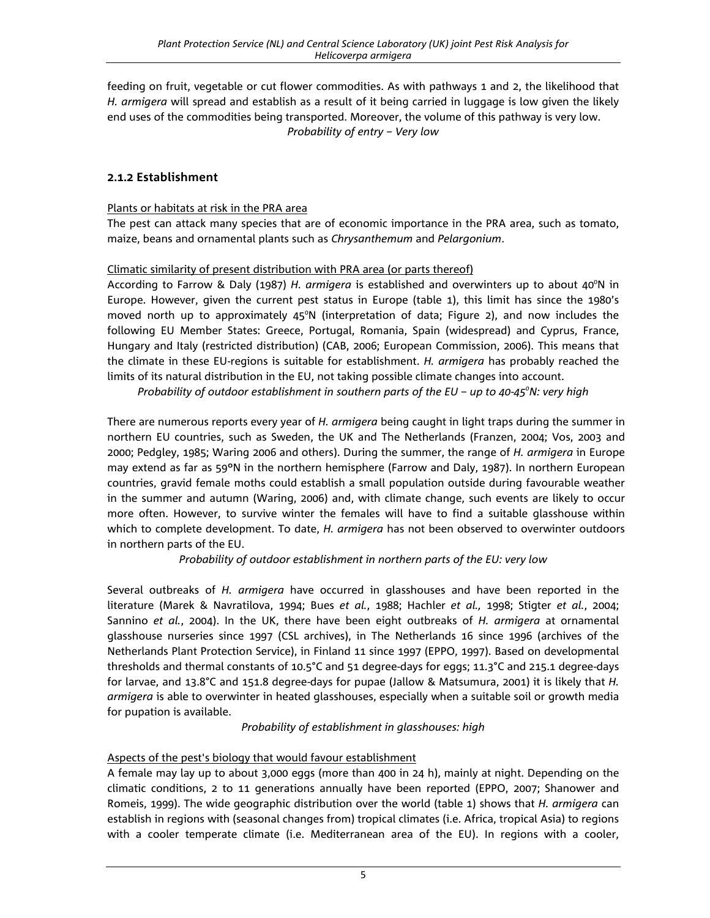feeding on fruit, vegetable or cut flower commodities. As with pathways 1 and 2, the likelihood that *H. armigera* will spread and establish as a result of it being carried in luggage is low given the likely end uses of the commodities being transported. Moreover, the volume of this pathway is very low.

*Probability of entry – Very low*

### 2.1.2 Establishment

Plants or habitats at risk in the PRA area

The pest can attack many species that are of economic importance in the PRA area, such as tomato, maize, beans and ornamental plants such as *Chrysanthemum* and *Pelargonium*.

Climatic similarity of present distribution with PRA area (or parts thereof)

According to Farrow & Daly (1987) *H. armigera* is established and overwinters up to about 40°N in Europe. However, given the current pest status in Europe (table 1), this limit has since the 1980's moved north up to approximately 45°N (interpretation of data; Figure 2), and now includes the following EU Member States: Greece, Portugal, Romania, Spain (widespread) and Cyprus, France, Hungary and Italy (restricted distribution) (CAB, 2006; European Commission, 2006). This means that the climate in these EU-regions is suitable for establishment. *H. armigera* has probably reached the limits of its natural distribution in the EU, not taking possible climate changes into account.

*Probability of outdoor establishment in southern parts of the EU – up to 40-45°N: very high*

There are numerous reports every year of *H. armigera* being caught in light traps during the summer in northern EU countries, such as Sweden, the UK and The Netherlands (Franzen, 2004; Vos, 2003 and 2000; Pedgley, 1985; Waring 2006 and others). During the summer, the range of *H. armigera* in Europe may extend as far as 59°N in the northern hemisphere (Farrow and Daly, 1987). In northern European countries, gravid female moths could establish a small population outside during favourable weather in the summer and autumn (Waring, 2006) and, with climate change, such events are likely to occur more often. However, to survive winter the females will have to find a suitable glasshouse within which to complete development. To date, *H. armigera* has not been observed to overwinter outdoors in northern parts of the EU.

*Probability of outdoor establishment in northern parts of the EU: very low*

Several outbreaks of *H. armigera* have occurred in glasshouses and have been reported in the literature (Marek & Navratilova, 1994; Bues *et al.*, 1988; Hachler *et al.,* 1998; Stigter *et al.*, 2004; Sannino *et al.*, 2004). In the UK, there have been eight outbreaks of *H. armigera* at ornamental glasshouse nurseries since 1997 (CSL archives), in The Netherlands 16 since 1996 (archives of the Netherlands Plant Protection Service), in Finland 11 since 1997 (EPPO, 1997). Based on developmental thresholds and thermal constants of 10.5°C and 51 degree-days for eggs; 11.3°C and 215.1 degree-days for larvae, and 13.8°C and 151.8 degree-days for pupae (Jallow & Matsumura, 2001) it is likely that *H. armigera* is able to overwinter in heated glasshouses, especially when a suitable soil or growth media for pupation is available.

*Probability of establishment in glasshouses: high*

Aspects of the pest's biology that would favour establishment

A female may lay up to about 3,000 eggs (more than 400 in 24 h), mainly at night. Depending on the climatic conditions, 2 to 11 generations annually have been reported (EPPO, 2007; Shanower and Romeis, 1999). The wide geographic distribution over the world (table 1) shows that *H. armigera* can establish in regions with (seasonal changes from) tropical climates (i.e. Africa, tropical Asia) to regions with a cooler temperate climate (i.e. Mediterranean area of the EU). In regions with a cooler,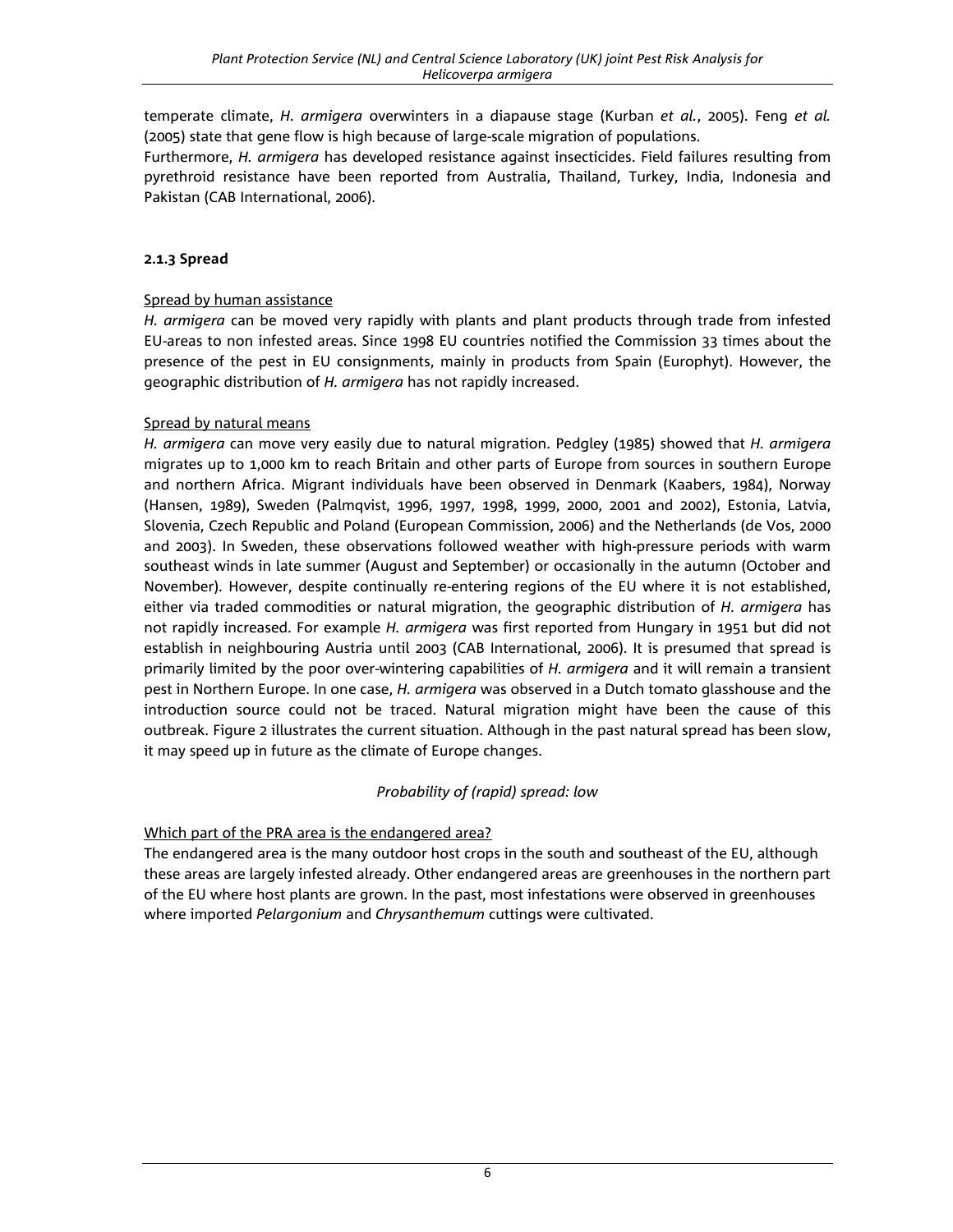temperate climate, *H. armigera* overwinters in a diapause stage (Kurban *et al.*, 2005). Feng *et al.* (2005) state that gene flow is high because of large-scale migration of populations.
Furthermore, *H. armigera* has developed resistance against insecticides. Field failures resulting from pyrethroid resistance have been reported from Australia, Thailand, Turkey, India, Indonesia and Pakistan (CAB International, 2006).

### 2.1.3 Spread

Spread by human assistance

*H. armigera* can be moved very rapidly with plants and plant products through trade from infested EU-areas to non infested areas. Since 1998 EU countries notified the Commission 33 times about the presence of the pest in EU consignments, mainly in products from Spain (Europhyt). However, the geographic distribution of *H. armigera* has not rapidly increased.

Spread by natural means

*H. armigera* can move very easily due to natural migration. Pedgley (1985) showed that *H. armigera* migrates up to 1,000 km to reach Britain and other parts of Europe from sources in southern Europe and northern Africa. Migrant individuals have been observed in Denmark (Kaabers, 1984), Norway (Hansen, 1989), Sweden (Palmqvist, 1996, 1997, 1998, 1999, 2000, 2001 and 2002), Estonia, Latvia, Slovenia, Czech Republic and Poland (European Commission, 2006) and the Netherlands (de Vos, 2000 and 2003). In Sweden, these observations followed weather with high-pressure periods with warm southeast winds in late summer (August and September) or occasionally in the autumn (October and November). However, despite continually re-entering regions of the EU where it is not established, either via traded commodities or natural migration, the geographic distribution of *H. armigera* has not rapidly increased. For example *H. armigera* was first reported from Hungary in 1951 but did not establish in neighbouring Austria until 2003 (CAB International, 2006). It is presumed that spread is primarily limited by the poor over-wintering capabilities of *H. armigera* and it will remain a transient pest in Northern Europe. In one case, *H. armigera* was observed in a Dutch tomato glasshouse and the introduction source could not be traced. Natural migration might have been the cause of this outbreak. Figure 2 illustrates the current situation. Although in the past natural spread has been slow, it may speed up in future as the climate of Europe changes.

*Probability of (rapid) spread: low*

Which part of the PRA area is the endangered area?

The endangered area is the many outdoor host crops in the south and southeast of the EU, although these areas are largely infested already. Other endangered areas are greenhouses in the northern part of the EU where host plants are grown. In the past, most infestations were observed in greenhouses where imported *Pelargonium* and *Chrysanthemum* cuttings were cultivated.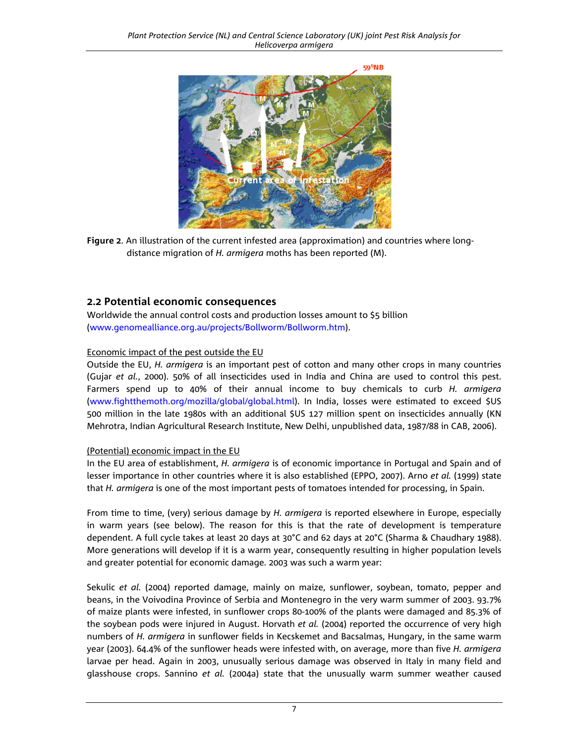**Figure 2**. An illustration of the current infested area (approximation) and countries where long-distance migration of *H. armigera* moths has been reported (M).

## 2.2 Potential economic consequences

Worldwide the annual control costs and production losses amount to $5 billion (www.genomealliance.org.au/projects/Bollworm/Bollworm.htm).

Economic impact of the pest outside the EU

Outside the EU, *H. armigera* is an important pest of cotton and many other crops in many countries (Gujar *et al.*, 2000). 50% of all insecticides used in India and China are used to control this pest. Farmers spend up to 40% of their annual income to buy chemicals to curb *H. armigera* (www.fightthemoth.org/mozilla/global/global.html). In India, losses were estimated to exceed $US 500 million in the late 1980s with an additional $US 127 million spent on insecticides annually (KN Mehrotra, Indian Agricultural Research Institute, New Delhi, unpublished data, 1987/88 in CAB, 2006).

(Potential) economic impact in the EU

In the EU area of establishment, *H. armigera* is of economic importance in Portugal and Spain and of lesser importance in other countries where it is also established (EPPO, 2007). Arno *et al.* (1999) state that *H. armigera* is one of the most important pests of tomatoes intended for processing, in Spain.

From time to time, (very) serious damage by *H. armigera* is reported elsewhere in Europe, especially in warm years (see below). The reason for this is that the rate of development is temperature dependent. A full cycle takes at least 20 days at 30°C and 62 days at 20°C (Sharma & Chaudhary 1988). More generations will develop if it is a warm year, consequently resulting in higher population levels and greater potential for economic damage. 2003 was such a warm year:

Sekulic *et al.* (2004) reported damage, mainly on maize, sunflower, soybean, tomato, pepper and beans, in the Voivodina Province of Serbia and Montenegro in the very warm summer of 2003. 93.7% of maize plants were infested, in sunflower crops 80-100% of the plants were damaged and 85.3% of the soybean pods were injured in August. Horvath *et al.* (2004) reported the occurrence of very high numbers of *H. armigera* in sunflower fields in Kecskemet and Bacsalmas, Hungary, in the same warm year (2003). 64.4% of the sunflower heads were infested with, on average, more than five *H. armigera* larvae per head. Again in 2003, unusually serious damage was observed in Italy in many field and glasshouse crops. Sannino *et al.* (2004a) state that the unusually warm summer weather caused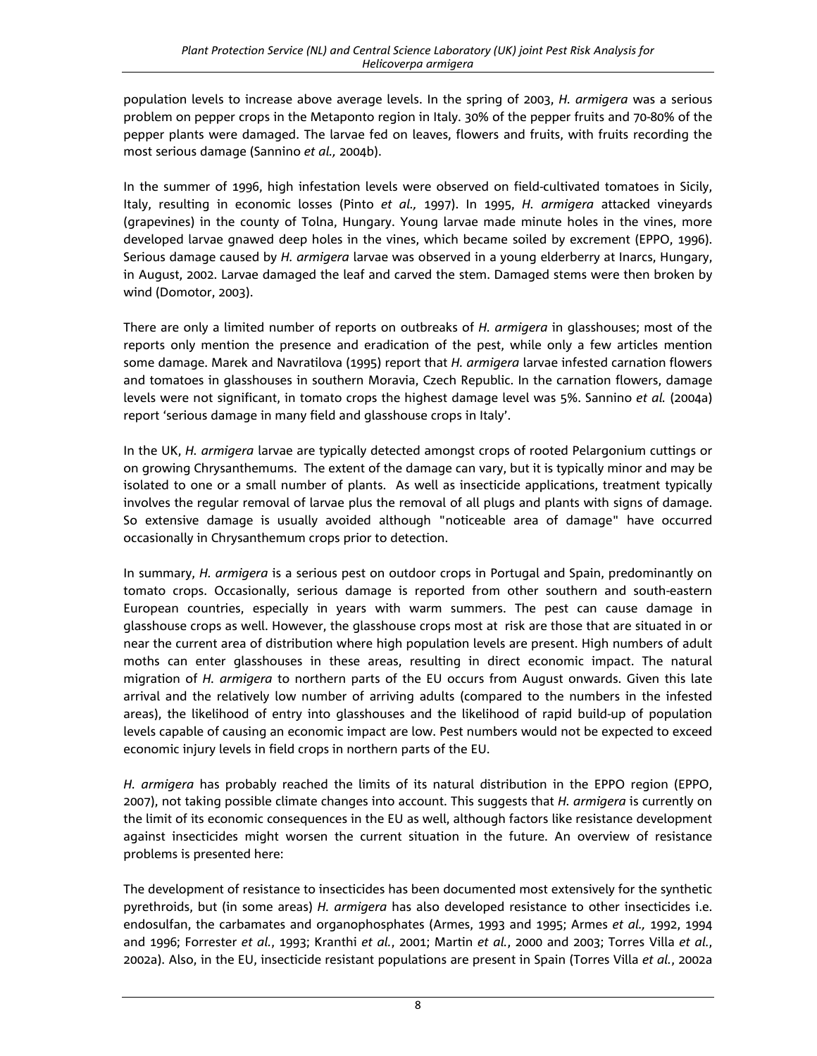population levels to increase above average levels. In the spring of 2003, *H. armigera* was a serious problem on pepper crops in the Metaponto region in Italy. 30% of the pepper fruits and 70-80% of the pepper plants were damaged. The larvae fed on leaves, flowers and fruits, with fruits recording the most serious damage (Sannino *et al.,* 2004b).

In the summer of 1996, high infestation levels were observed on field-cultivated tomatoes in Sicily, Italy, resulting in economic losses (Pinto *et al.,* 1997). In 1995, *H. armigera* attacked vineyards (grapevines) in the county of Tolna, Hungary. Young larvae made minute holes in the vines, more developed larvae gnawed deep holes in the vines, which became soiled by excrement (EPPO, 1996). Serious damage caused by *H. armigera* larvae was observed in a young elderberry at Inarcs, Hungary, in August, 2002. Larvae damaged the leaf and carved the stem. Damaged stems were then broken by wind (Domotor, 2003).

There are only a limited number of reports on outbreaks of *H. armigera* in glasshouses; most of the reports only mention the presence and eradication of the pest, while only a few articles mention some damage. Marek and Navratilova (1995) report that *H. armigera* larvae infested carnation flowers and tomatoes in glasshouses in southern Moravia, Czech Republic. In the carnation flowers, damage levels were not significant, in tomato crops the highest damage level was 5%. Sannino *et al.* (2004a) report 'serious damage in many field and glasshouse crops in Italy'.

In the UK, *H. armigera* larvae are typically detected amongst crops of rooted Pelargonium cuttings or on growing Chrysanthemums. The extent of the damage can vary, but it is typically minor and may be isolated to one or a small number of plants. As well as insecticide applications, treatment typically involves the regular removal of larvae plus the removal of all plugs and plants with signs of damage. So extensive damage is usually avoided although "noticeable area of damage" have occurred occasionally in Chrysanthemum crops prior to detection.

In summary, *H. armigera* is a serious pest on outdoor crops in Portugal and Spain, predominantly on tomato crops. Occasionally, serious damage is reported from other southern and south-eastern European countries, especially in years with warm summers. The pest can cause damage in glasshouse crops as well. However, the glasshouse crops most at risk are those that are situated in or near the current area of distribution where high population levels are present. High numbers of adult moths can enter glasshouses in these areas, resulting in direct economic impact. The natural migration of *H. armigera* to northern parts of the EU occurs from August onwards. Given this late arrival and the relatively low number of arriving adults (compared to the numbers in the infested areas), the likelihood of entry into glasshouses and the likelihood of rapid build-up of population levels capable of causing an economic impact are low. Pest numbers would not be expected to exceed economic injury levels in field crops in northern parts of the EU.

*H. armigera* has probably reached the limits of its natural distribution in the EPPO region (EPPO, 2007), not taking possible climate changes into account. This suggests that *H. armigera* is currently on the limit of its economic consequences in the EU as well, although factors like resistance development against insecticides might worsen the current situation in the future. An overview of resistance problems is presented here:

The development of resistance to insecticides has been documented most extensively for the synthetic pyrethroids, but (in some areas) *H. armigera* has also developed resistance to other insecticides i.e. endosulfan, the carbamates and organophosphates (Armes, 1993 and 1995; Armes *et al.,* 1992, 1994 and 1996; Forrester *et al.*, 1993; Kranthi *et al.*, 2001; Martin *et al.*, 2000 and 2003; Torres Villa *et al.*, 2002a). Also, in the EU, insecticide resistant populations are present in Spain (Torres Villa *et al.*, 2002a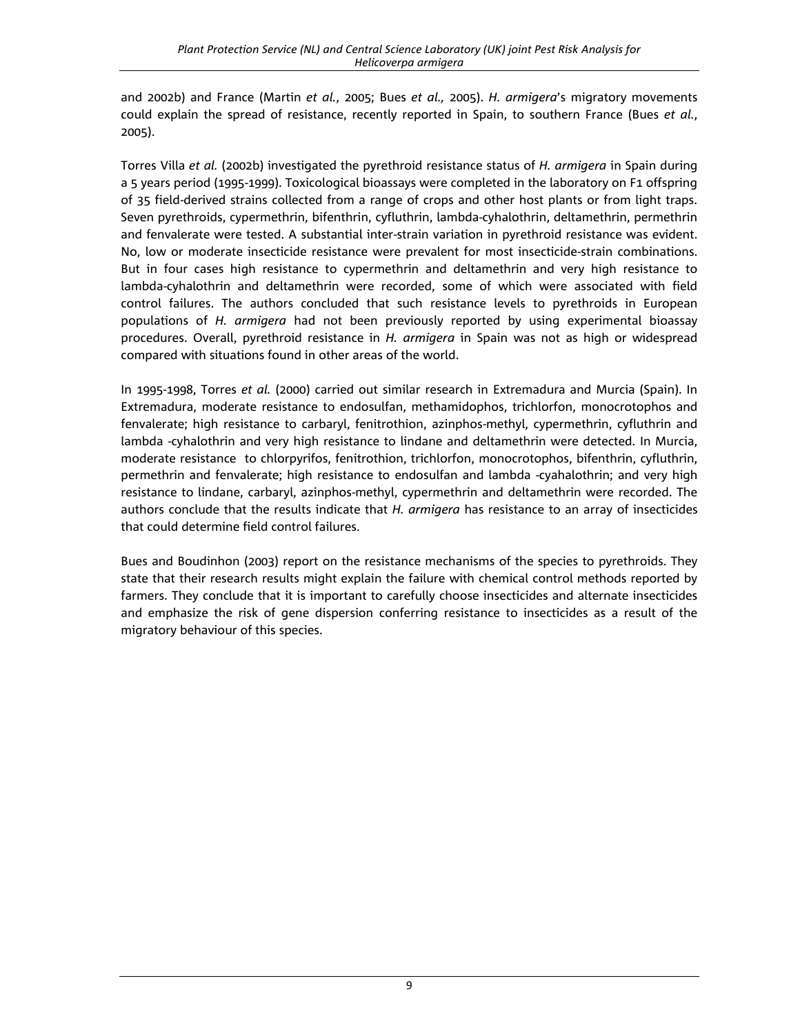and 2002b) and France (Martin *et al.*, 2005; Bues *et al.,* 2005). *H. armigera*'s migratory movements could explain the spread of resistance, recently reported in Spain, to southern France (Bues *et al.*, 2005).

Torres Villa *et al.* (2002b) investigated the pyrethroid resistance status of *H. armigera* in Spain during a 5 years period (1995-1999). Toxicological bioassays were completed in the laboratory on F1 offspring of 35 field-derived strains collected from a range of crops and other host plants or from light traps. Seven pyrethroids, cypermethrin, bifenthrin, cyfluthrin, lambda-cyhalothrin, deltamethrin, permethrin and fenvalerate were tested. A substantial inter-strain variation in pyrethroid resistance was evident. No, low or moderate insecticide resistance were prevalent for most insecticide-strain combinations. But in four cases high resistance to cypermethrin and deltamethrin and very high resistance to lambda-cyhalothrin and deltamethrin were recorded, some of which were associated with field control failures. The authors concluded that such resistance levels to pyrethroids in European populations of *H. armigera* had not been previously reported by using experimental bioassay procedures. Overall, pyrethroid resistance in *H. armigera* in Spain was not as high or widespread compared with situations found in other areas of the world.

In 1995-1998, Torres *et al.* (2000) carried out similar research in Extremadura and Murcia (Spain). In Extremadura, moderate resistance to endosulfan, methamidophos, trichlorfon, monocrotophos and fenvalerate; high resistance to carbaryl, fenitrothion, azinphos-methyl, cypermethrin, cyfluthrin and lambda -cyhalothrin and very high resistance to lindane and deltamethrin were detected. In Murcia, moderate resistance to chlorpyrifos, fenitrothion, trichlorfon, monocrotophos, bifenthrin, cyfluthrin, permethrin and fenvalerate; high resistance to endosulfan and lambda -cyahalothrin; and very high resistance to lindane, carbaryl, azinphos-methyl, cypermethrin and deltamethrin were recorded. The authors conclude that the results indicate that *H. armigera* has resistance to an array of insecticides that could determine field control failures.

Bues and Boudinhon (2003) report on the resistance mechanisms of the species to pyrethroids. They state that their research results might explain the failure with chemical control methods reported by farmers. They conclude that it is important to carefully choose insecticides and alternate insecticides and emphasize the risk of gene dispersion conferring resistance to insecticides as a result of the migratory behaviour of this species.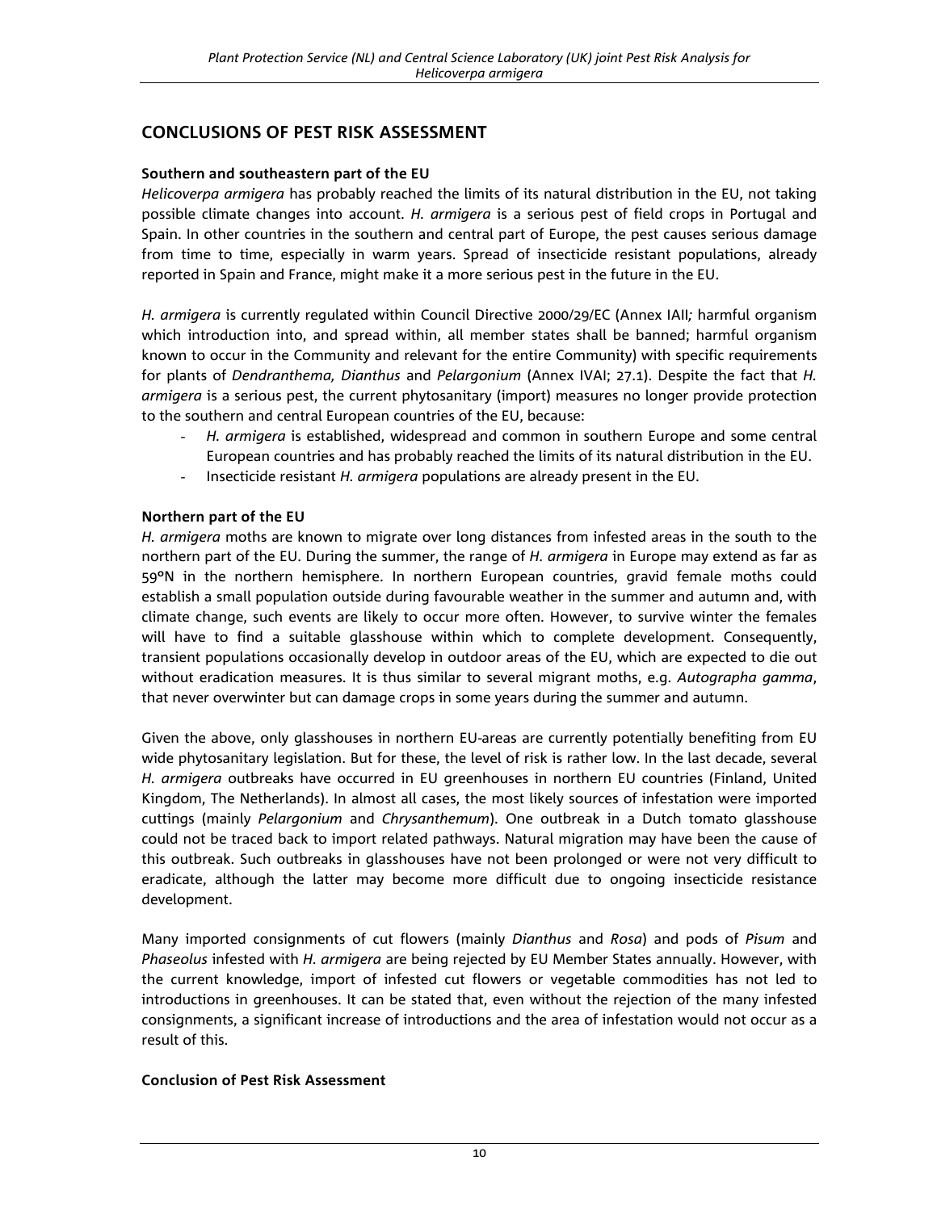## CONCLUSIONS OF PEST RISK ASSESSMENT

### Southern and southeastern part of the EU

*Helicoverpa armigera* has probably reached the limits of its natural distribution in the EU, not taking possible climate changes into account. *H. armigera* is a serious pest of field crops in Portugal and Spain. In other countries in the southern and central part of Europe, the pest causes serious damage from time to time, especially in warm years. Spread of insecticide resistant populations, already reported in Spain and France, might make it a more serious pest in the future in the EU.

*H. armigera* is currently regulated within Council Directive 2000/29/EC (Annex IAII*;* harmful organism which introduction into, and spread within, all member states shall be banned; harmful organism known to occur in the Community and relevant for the entire Community) with specific requirements for plants of *Dendranthema, Dianthus* and *Pelargonium* (Annex IVAI; 27.1). Despite the fact that *H. armigera* is a serious pest, the current phytosanitary (import) measures no longer provide protection to the southern and central European countries of the EU, because:

- *H. armigera* is established, widespread and common in southern Europe and some central European countries and has probably reached the limits of its natural distribution in the EU.
- Insecticide resistant *H. armigera* populations are already present in the EU.

### Northern part of the EU

*H. armigera* moths are known to migrate over long distances from infested areas in the south to the northern part of the EU. During the summer, the range of *H. armigera* in Europe may extend as far as 59°N in the northern hemisphere. In northern European countries, gravid female moths could establish a small population outside during favourable weather in the summer and autumn and, with climate change, such events are likely to occur more often. However, to survive winter the females will have to find a suitable glasshouse within which to complete development. Consequently, transient populations occasionally develop in outdoor areas of the EU, which are expected to die out without eradication measures. It is thus similar to several migrant moths, e.g. *Autographa gamma*, that never overwinter but can damage crops in some years during the summer and autumn.

Given the above, only glasshouses in northern EU-areas are currently potentially benefiting from EU wide phytosanitary legislation. But for these, the level of risk is rather low. In the last decade, several *H. armigera* outbreaks have occurred in EU greenhouses in northern EU countries (Finland, United Kingdom, The Netherlands). In almost all cases, the most likely sources of infestation were imported cuttings (mainly *Pelargonium* and *Chrysanthemum*). One outbreak in a Dutch tomato glasshouse could not be traced back to import related pathways. Natural migration may have been the cause of this outbreak. Such outbreaks in glasshouses have not been prolonged or were not very difficult to eradicate, although the latter may become more difficult due to ongoing insecticide resistance development.

Many imported consignments of cut flowers (mainly *Dianthus* and *Rosa*) and pods of *Pisum* and *Phaseolus* infested with *H. armigera* are being rejected by EU Member States annually. However, with the current knowledge, import of infested cut flowers or vegetable commodities has not led to introductions in greenhouses. It can be stated that, even without the rejection of the many infested consignments, a significant increase of introductions and the area of infestation would not occur as a result of this.

### Conclusion of Pest Risk Assessment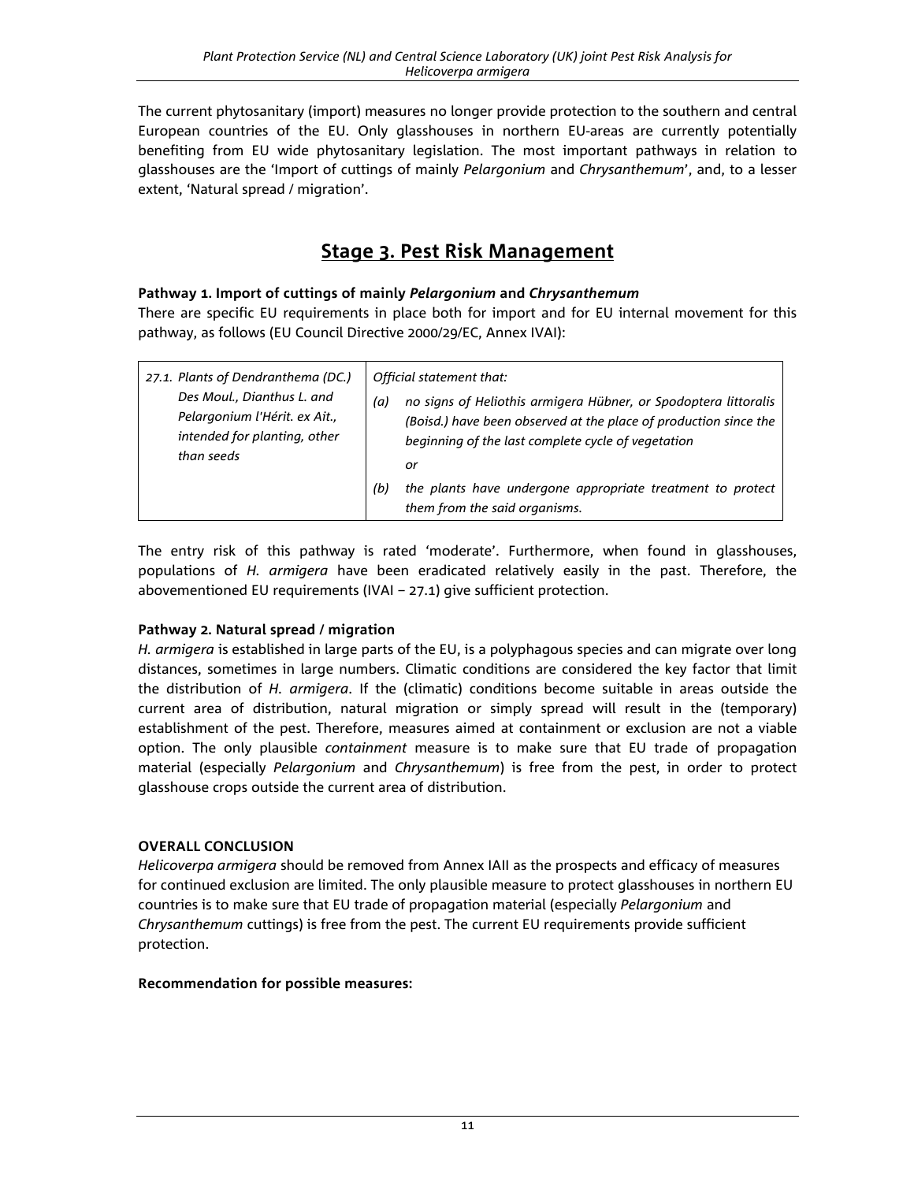The current phytosanitary (import) measures no longer provide protection to the southern and central European countries of the EU. Only glasshouses in northern EU-areas are currently potentially benefiting from EU wide phytosanitary legislation. The most important pathways in relation to glasshouses are the 'Import of cuttings of mainly *Pelargonium* and *Chrysanthemum*', and, to a lesser extent, 'Natural spread / migration'.

# Stage 3. Pest Risk Management

**Pathway 1. Import of cuttings of mainly *Pelargonium* and *Chrysanthemum***

There are specific EU requirements in place both for import and for EU internal movement for this pathway, as follows (EU Council Directive 2000/29/EC, Annex IVAI):

| | |
|---|---|
| *27.1. Plants of Dendranthema (DC.) Des Moul., Dianthus L. and Pelargonium l'Hérit. ex Ait., intended for planting, other than seeds* | *Official statement that:*<br>*(a) no signs of Heliothis armigera Hübner, or Spodoptera littoralis (Boisd.) have been observed at the place of production since the beginning of the last complete cycle of vegetation*<br>*or*<br>*(b) the plants have undergone appropriate treatment to protect them from the said organisms.* |

The entry risk of this pathway is rated 'moderate'. Furthermore, when found in glasshouses, populations of *H. armigera* have been eradicated relatively easily in the past. Therefore, the abovementioned EU requirements (IVAI – 27.1) give sufficient protection.

**Pathway 2. Natural spread / migration**

*H. armigera* is established in large parts of the EU, is a polyphagous species and can migrate over long distances, sometimes in large numbers. Climatic conditions are considered the key factor that limit the distribution of *H. armigera*. If the (climatic) conditions become suitable in areas outside the current area of distribution, natural migration or simply spread will result in the (temporary) establishment of the pest. Therefore, measures aimed at containment or exclusion are not a viable option. The only plausible *containment* measure is to make sure that EU trade of propagation material (especially *Pelargonium* and *Chrysanthemum*) is free from the pest, in order to protect glasshouse crops outside the current area of distribution.

**OVERALL CONCLUSION**

*Helicoverpa armigera* should be removed from Annex IAII as the prospects and efficacy of measures for continued exclusion are limited. The only plausible measure to protect glasshouses in northern EU countries is to make sure that EU trade of propagation material (especially *Pelargonium* and *Chrysanthemum* cuttings) is free from the pest. The current EU requirements provide sufficient protection.

**Recommendation for possible measures:**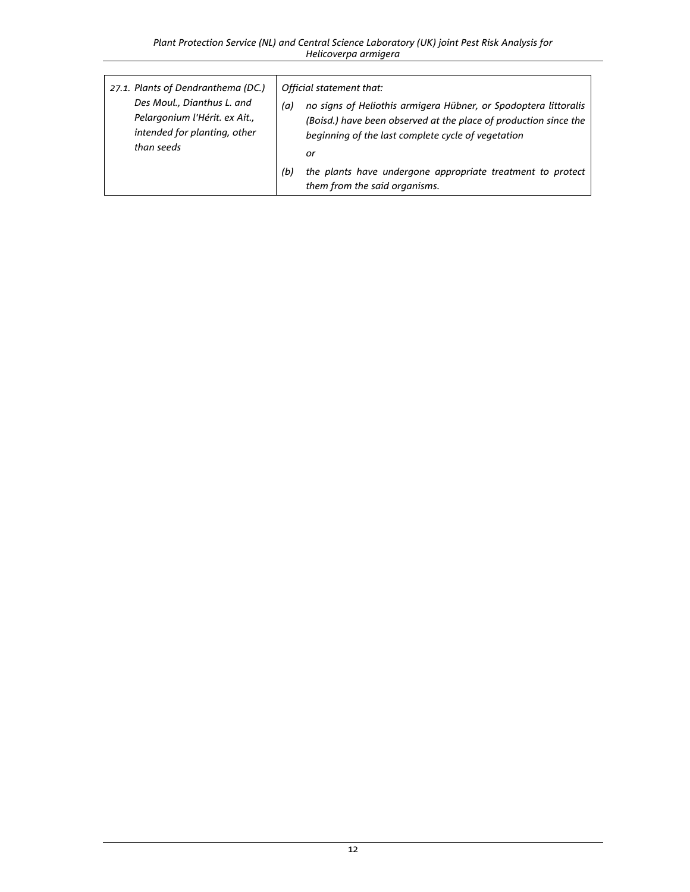| | |
|---|---|
| *27.1. Plants of Dendranthema (DC.) Des Moul., Dianthus L. and Pelargonium l'Hérit. ex Ait., intended for planting, other than seeds* | *Official statement that:*<br>*(a) no signs of Heliothis armigera Hübner, or Spodoptera littoralis (Boisd.) have been observed at the place of production since the beginning of the last complete cycle of vegetation*<br>*or*<br>*(b) the plants have undergone appropriate treatment to protect them from the said organisms.* |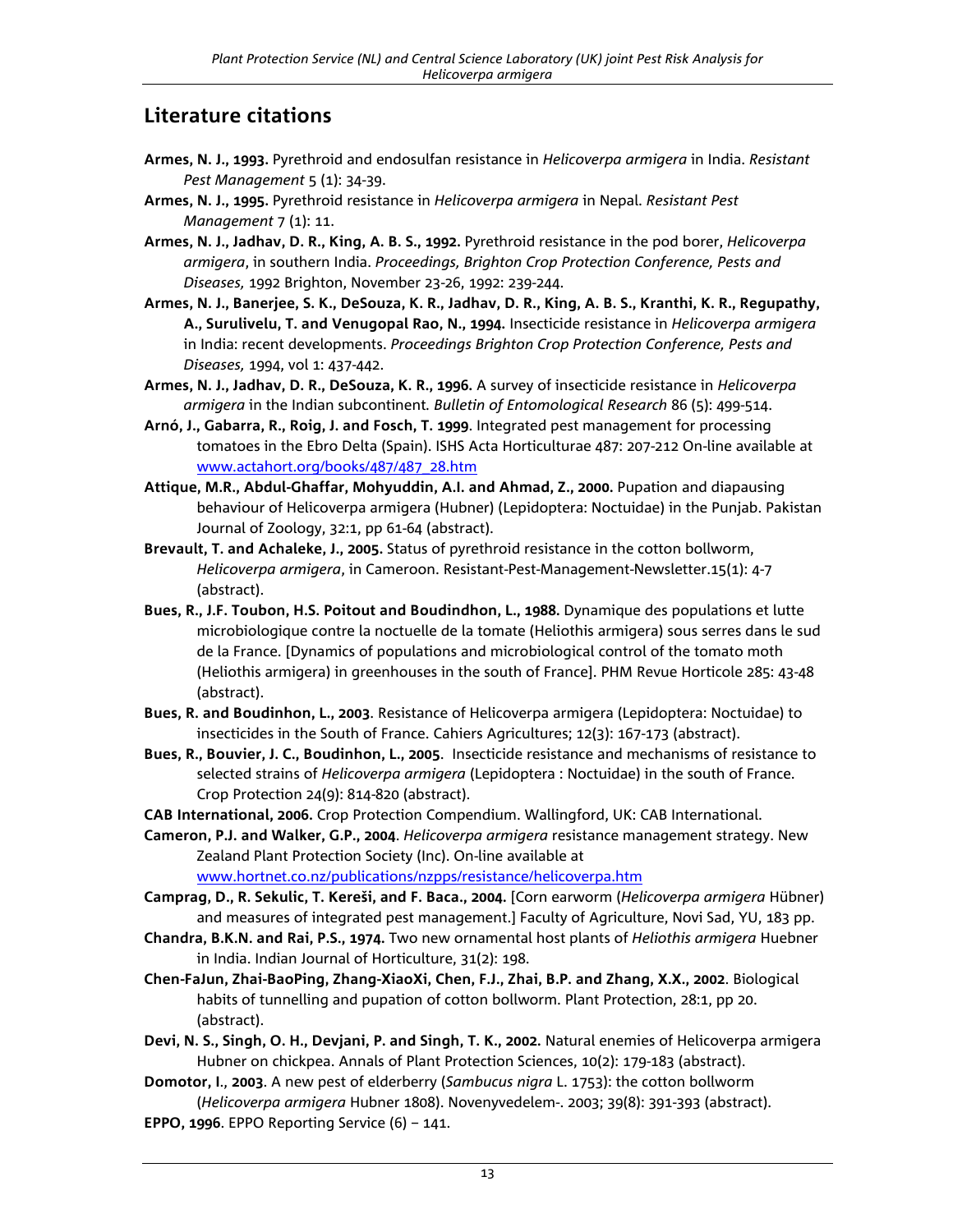## Literature citations

**Armes, N. J., 1993.** Pyrethroid and endosulfan resistance in *Helicoverpa armigera* in India. *Resistant Pest Management* 5 (1): 34-39.

**Armes, N. J., 1995.** Pyrethroid resistance in *Helicoverpa armigera* in Nepal. *Resistant Pest Management* 7 (1): 11.

**Armes, N. J., Jadhav, D. R., King, A. B. S., 1992.** Pyrethroid resistance in the pod borer, *Helicoverpa armigera*, in southern India. *Proceedings, Brighton Crop Protection Conference, Pests and Diseases,* 1992 Brighton, November 23-26, 1992: 239-244.

**Armes, N. J., Banerjee, S. K., DeSouza, K. R., Jadhav, D. R., King, A. B. S., Kranthi, K. R., Regupathy, A., Surulivelu, T. and Venugopal Rao, N., 1994.** Insecticide resistance in *Helicoverpa armigera* in India: recent developments. *Proceedings Brighton Crop Protection Conference, Pests and Diseases,* 1994, vol 1: 437-442.

**Armes, N. J., Jadhav, D. R., DeSouza, K. R., 1996.** A survey of insecticide resistance in *Helicoverpa armigera* in the Indian subcontinent*. Bulletin of Entomological Research* 86 (5): 499-514.

**Arnó, J., Gabarra, R., Roig, J. and Fosch, T. 1999**. Integrated pest management for processing tomatoes in the Ebro Delta (Spain). ISHS Acta Horticulturae 487: 207-212 On-line available at www.actahort.org/books/487/487_28.htm

**Attique, M.R., Abdul-Ghaffar, Mohyuddin, A.I. and Ahmad, Z., 2000.** Pupation and diapausing behaviour of Helicoverpa armigera (Hubner) (Lepidoptera: Noctuidae) in the Punjab. Pakistan Journal of Zoology, 32:1, pp 61-64 (abstract).

**Brevault, T. and Achaleke, J., 2005.** Status of pyrethroid resistance in the cotton bollworm, *Helicoverpa armigera*, in Cameroon. Resistant-Pest-Management-Newsletter.15(1): 4-7 (abstract).

**Bues, R., J.F. Toubon, H.S. Poitout and Boudindhon, L., 1988.** Dynamique des populations et lutte microbiologique contre la noctuelle de la tomate (Heliothis armigera) sous serres dans le sud de la France. [Dynamics of populations and microbiological control of the tomato moth (Heliothis armigera) in greenhouses in the south of France]. PHM Revue Horticole 285: 43-48 (abstract).

**Bues, R. and Boudinhon, L., 2003**. Resistance of Helicoverpa armigera (Lepidoptera: Noctuidae) to insecticides in the South of France. Cahiers Agricultures; 12(3): 167-173 (abstract).

**Bues, R., Bouvier, J. C., Boudinhon, L., 2005**. Insecticide resistance and mechanisms of resistance to selected strains of *Helicoverpa armigera* (Lepidoptera : Noctuidae) in the south of France. Crop Protection 24(9): 814-820 (abstract).

**CAB International, 2006.** Crop Protection Compendium. Wallingford, UK: CAB International.

**Cameron, P.J. and Walker, G.P., 2004**. *Helicoverpa armigera* resistance management strategy. New Zealand Plant Protection Society (Inc). On-line available at www.hortnet.co.nz/publications/nzpps/resistance/helicoverpa.htm

**Camprag, D., R. Sekulic, T. Kereši, and F. Baca., 2004.** [Corn earworm (*Helicoverpa armigera* Hübner) and measures of integrated pest management.] Faculty of Agriculture, Novi Sad, YU, 183 pp.

**Chandra, B.K.N. and Rai, P.S., 1974.** Two new ornamental host plants of *Heliothis armigera* Huebner in India. Indian Journal of Horticulture, 31(2): 198.

**Chen-FaJun, Zhai-BaoPing, Zhang-XiaoXi, Chen, F.J., Zhai, B.P. and Zhang, X.X., 2002**. Biological habits of tunnelling and pupation of cotton bollworm. Plant Protection, 28:1, pp 20. (abstract).

**Devi, N. S., Singh, O. H., Devjani, P. and Singh, T. K., 2002.** Natural enemies of Helicoverpa armigera Hubner on chickpea. Annals of Plant Protection Sciences, 10(2): 179-183 (abstract).

**Domotor, I.**, **2003**. A new pest of elderberry (*Sambucus nigra* L. 1753): the cotton bollworm (*Helicoverpa armigera* Hubner 1808). Novenyvedelem-. 2003; 39(8): 391-393 (abstract).

**EPPO, 1996**. EPPO Reporting Service (6) – 141.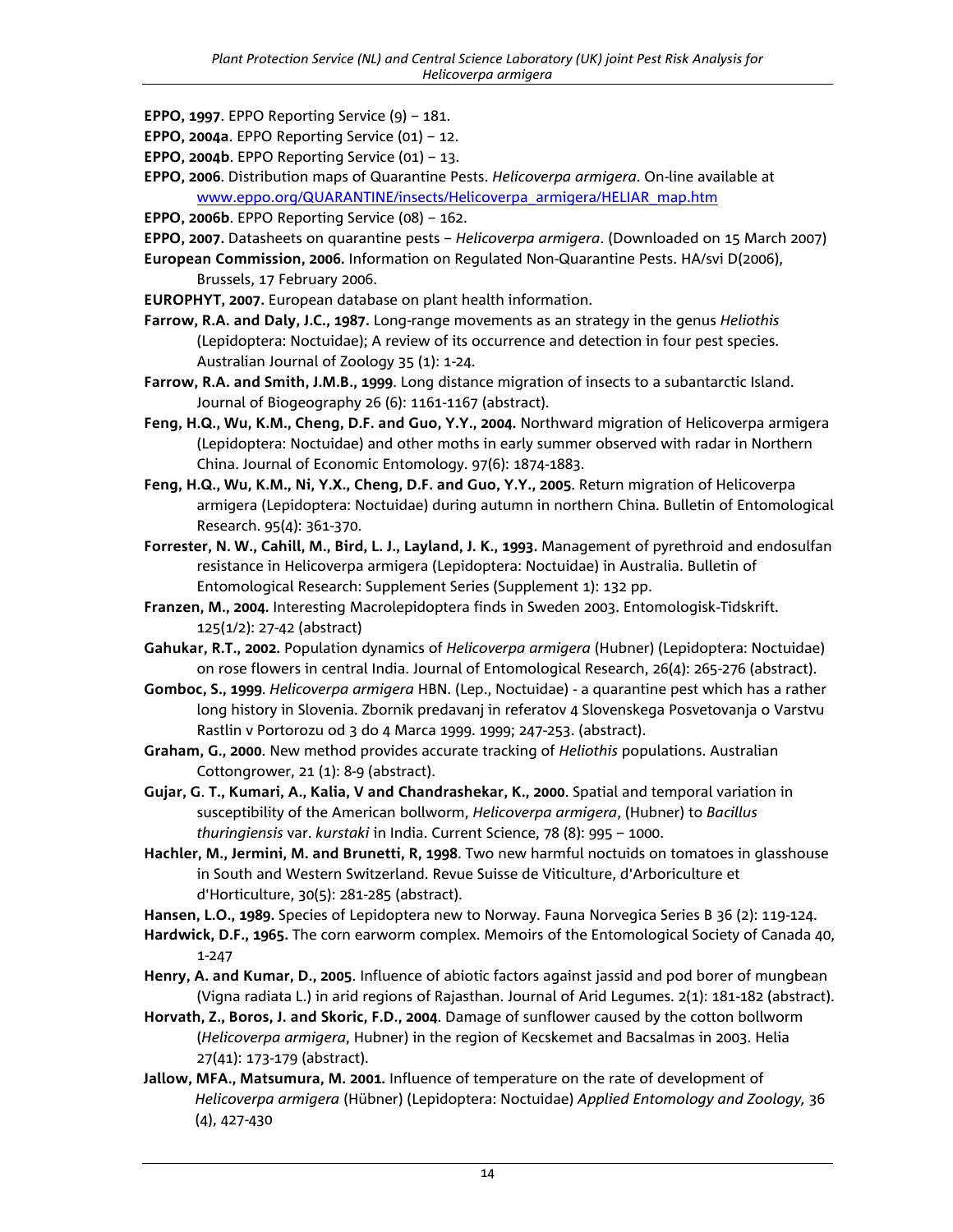**EPPO, 1997**. EPPO Reporting Service (9) – 181.

**EPPO, 2004a**. EPPO Reporting Service (01) – 12.

**EPPO, 2004b**. EPPO Reporting Service (01) – 13.

**EPPO, 2006**. Distribution maps of Quarantine Pests. *Helicoverpa armigera*. On-line available at www.eppo.org/QUARANTINE/insects/Helicoverpa_armigera/HELIAR_map.htm

**EPPO, 2006b**. EPPO Reporting Service (08) – 162.

**EPPO, 2007.** Datasheets on quarantine pests – *Helicoverpa armigera*. (Downloaded on 15 March 2007)

**European Commission, 2006.** Information on Regulated Non-Quarantine Pests. HA/svi D(2006), Brussels, 17 February 2006.

**EUROPHYT, 2007.** European database on plant health information.

**Farrow, R.A. and Daly, J.C., 1987.** Long-range movements as an strategy in the genus *Heliothis* (Lepidoptera: Noctuidae); A review of its occurrence and detection in four pest species. Australian Journal of Zoology 35 (1): 1-24.

**Farrow, R.A. and Smith, J.M.B., 1999**. Long distance migration of insects to a subantarctic Island. Journal of Biogeography 26 (6): 1161-1167 (abstract).

**Feng, H.Q., Wu, K.M., Cheng, D.F. and Guo, Y.Y., 2004.** Northward migration of Helicoverpa armigera (Lepidoptera: Noctuidae) and other moths in early summer observed with radar in Northern China. Journal of Economic Entomology. 97(6): 1874-1883.

**Feng, H.Q., Wu, K.M., Ni, Y.X., Cheng, D.F. and Guo, Y.Y., 2005**. Return migration of Helicoverpa armigera (Lepidoptera: Noctuidae) during autumn in northern China. Bulletin of Entomological Research. 95(4): 361-370.

**Forrester, N. W., Cahill, M., Bird, L. J., Layland, J. K., 1993.** Management of pyrethroid and endosulfan resistance in Helicoverpa armigera (Lepidoptera: Noctuidae) in Australia. Bulletin of Entomological Research: Supplement Series (Supplement 1): 132 pp.

**Franzen, M., 2004.** Interesting Macrolepidoptera finds in Sweden 2003. Entomologisk-Tidskrift. 125(1/2): 27-42 (abstract)

**Gahukar, R.T., 2002.** Population dynamics of *Helicoverpa armigera* (Hubner) (Lepidoptera: Noctuidae) on rose flowers in central India. Journal of Entomological Research, 26(4): 265-276 (abstract).

**Gomboc, S., 1999**. *Helicoverpa armigera* HBN. (Lep., Noctuidae) - a quarantine pest which has a rather long history in Slovenia. Zbornik predavanj in referatov 4 Slovenskega Posvetovanja o Varstvu Rastlin v Portorozu od 3 do 4 Marca 1999. 1999; 247-253. (abstract).

**Graham, G., 2000**. New method provides accurate tracking of *Heliothis* populations. Australian Cottongrower, 21 (1): 8-9 (abstract).

**Gujar, G. T., Kumari, A., Kalia, V and Chandrashekar, K., 2000**. Spatial and temporal variation in susceptibility of the American bollworm, *Helicoverpa armigera*, (Hubner) to *Bacillus thuringiensis* var. *kurstaki* in India. Current Science, 78 (8): 995 – 1000.

**Hachler, M., Jermini, M. and Brunetti, R, 1998**. Two new harmful noctuids on tomatoes in glasshouse in South and Western Switzerland. Revue Suisse de Viticulture, d'Arboriculture et d'Horticulture, 30(5): 281-285 (abstract).

**Hansen, L.O., 1989.** Species of Lepidoptera new to Norway. Fauna Norvegica Series B 36 (2): 119-124.

**Hardwick, D.F., 1965.** The corn earworm complex. Memoirs of the Entomological Society of Canada 40, 1-247

**Henry, A. and Kumar, D., 2005**. Influence of abiotic factors against jassid and pod borer of mungbean (Vigna radiata L.) in arid regions of Rajasthan. Journal of Arid Legumes. 2(1): 181-182 (abstract).

**Horvath, Z., Boros, J. and Skoric, F.D., 2004**. Damage of sunflower caused by the cotton bollworm (*Helicoverpa armigera*, Hubner) in the region of Kecskemet and Bacsalmas in 2003. Helia 27(41): 173-179 (abstract).

**Jallow, MFA., Matsumura, M. 2001.** Influence of temperature on the rate of development of *Helicoverpa armigera* (Hübner) (Lepidoptera: Noctuidae) *Applied Entomology and Zoology,* 36 (4), 427-430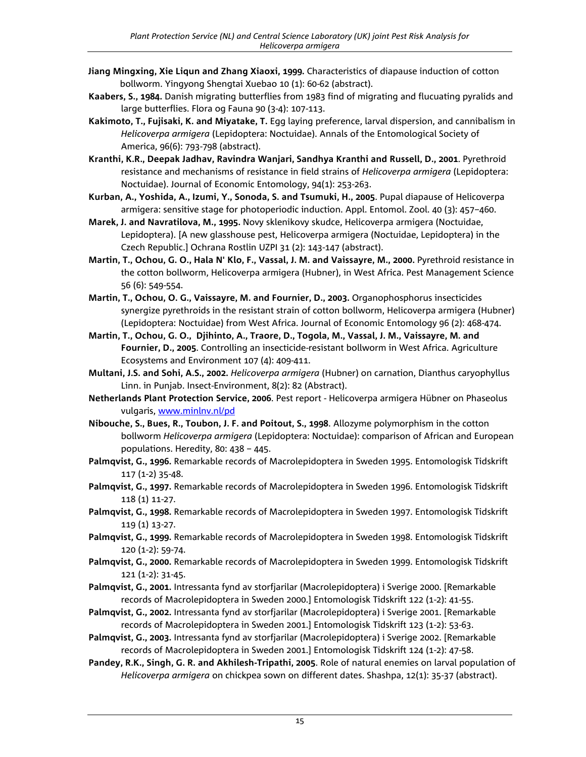**Jiang Mingxing, Xie Liqun and Zhang Xiaoxi, 1999.** Characteristics of diapause induction of cotton bollworm. Yingyong Shengtai Xuebao 10 (1): 60-62 (abstract).

**Kaabers, S., 1984.** Danish migrating butterflies from 1983 find of migrating and flucuating pyralids and large butterflies. Flora og Fauna 90 (3-4): 107-113.

**Kakimoto, T., Fujisaki, K. and Miyatake, T.** Egg laying preference, larval dispersion, and cannibalism in *Helicoverpa armigera* (Lepidoptera: Noctuidae). Annals of the Entomological Society of America, 96(6): 793-798 (abstract).

**Kranthi, K.R., Deepak Jadhav, Ravindra Wanjari, Sandhya Kranthi and Russell, D., 2001**. Pyrethroid resistance and mechanisms of resistance in field strains of *Helicoverpa armigera* (Lepidoptera: Noctuidae). Journal of Economic Entomology, 94(1): 253-263.

**Kurban, A., Yoshida, A., Izumi, Y., Sonoda, S. and Tsumuki, H., 2005**. Pupal diapause of Helicoverpa armigera: sensitive stage for photoperiodic induction. Appl. Entomol. Zool. 40 (3): 457–460.

**Marek, J. and Navratilova, M., 1995.** Novy sklenikovy skudce, Helicoverpa armigera (Noctuidae, Lepidoptera). [A new glasshouse pest, Helicoverpa armigera (Noctuidae, Lepidoptera) in the Czech Republic.] Ochrana Rostlin UZPI 31 (2): 143-147 (abstract).

**Martin, T., Ochou, G. O., Hala N' Klo, F., Vassal, J. M. and Vaissayre, M., 2000.** Pyrethroid resistance in the cotton bollworm, Helicoverpa armigera (Hubner), in West Africa. Pest Management Science 56 (6): 549-554.

**Martin, T., Ochou, O. G., Vaissayre, M. and Fournier, D., 2003.** Organophosphorus insecticides synergize pyrethroids in the resistant strain of cotton bollworm, Helicoverpa armigera (Hubner) (Lepidoptera: Noctuidae) from West Africa. Journal of Economic Entomology 96 (2): 468-474.

**Martin, T., Ochou, G. O., Djihinto, A., Traore, D., Togola, M., Vassal, J. M., Vaissayre, M. and Fournier, D., 2005**. Controlling an insecticide-resistant bollworm in West Africa. Agriculture Ecosystems and Environment 107 (4): 409-411.

**Multani, J.S. and Sohi, A.S., 2002.** *Helicoverpa armigera* (Hubner) on carnation, Dianthus caryophyllus Linn. in Punjab. Insect-Environment, 8(2): 82 (Abstract).

**Netherlands Plant Protection Service, 2006**. Pest report - Helicoverpa armigera Hübner on Phaseolus vulgaris, www.minlnv.nl/pd

**Nibouche, S., Bues, R., Toubon, J. F. and Poitout, S., 1998**. Allozyme polymorphism in the cotton bollworm *Helicoverpa armigera* (Lepidoptera: Noctuidae): comparison of African and European populations. Heredity, 80: 438 – 445.

**Palmqvist, G., 1996.** Remarkable records of Macrolepidoptera in Sweden 1995. Entomologisk Tidskrift 117 (1-2) 35-48.

**Palmqvist, G., 1997.** Remarkable records of Macrolepidoptera in Sweden 1996. Entomologisk Tidskrift 118 (1) 11-27.

**Palmqvist, G., 1998.** Remarkable records of Macrolepidoptera in Sweden 1997. Entomologisk Tidskrift 119 (1) 13-27.

**Palmqvist, G., 1999.** Remarkable records of Macrolepidoptera in Sweden 1998. Entomologisk Tidskrift 120 (1-2): 59-74.

**Palmqvist, G., 2000.** Remarkable records of Macrolepidoptera in Sweden 1999. Entomologisk Tidskrift 121 (1-2): 31-45.

**Palmqvist, G., 2001.** Intressanta fynd av storfjarilar (Macrolepidoptera) i Sverige 2000. [Remarkable records of Macrolepidoptera in Sweden 2000.] Entomologisk Tidskrift 122 (1-2): 41-55.

**Palmqvist, G., 2002.** Intressanta fynd av storfjarilar (Macrolepidoptera) i Sverige 2001. [Remarkable records of Macrolepidoptera in Sweden 2001.] Entomologisk Tidskrift 123 (1-2): 53-63.

**Palmqvist, G., 2003.** Intressanta fynd av storfjarilar (Macrolepidoptera) i Sverige 2002. [Remarkable records of Macrolepidoptera in Sweden 2001.] Entomologisk Tidskrift 124 (1-2): 47-58.

**Pandey, R.K., Singh, G. R. and Akhilesh-Tripathi, 2005**. Role of natural enemies on larval population of *Helicoverpa armigera* on chickpea sown on different dates. Shashpa, 12(1): 35-37 (abstract).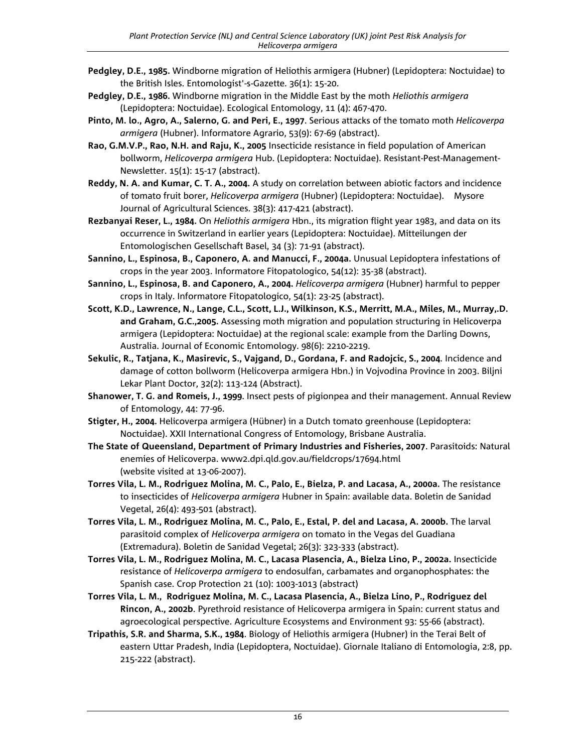**Pedgley, D.E., 1985.** Windborne migration of Heliothis armigera (Hubner) (Lepidoptera: Noctuidae) to the British Isles. Entomologist'-s-Gazette. 36(1): 15-20.

**Pedgley, D.E., 1986.** Windborne migration in the Middle East by the moth *Heliothis armigera* (Lepidoptera: Noctuidae). Ecological Entomology, 11 (4): 467-470.

**Pinto, M. lo., Agro, A., Salerno, G. and Peri, E., 1997**. Serious attacks of the tomato moth *Helicoverpa armigera* (Hubner). Informatore Agrario, 53(9): 67-69 (abstract).

**Rao, G.M.V.P., Rao, N.H. and Raju, K., 2005** Insecticide resistance in field population of American bollworm, *Helicoverpa armigera* Hub. (Lepidoptera: Noctuidae). Resistant-Pest-Management-Newsletter. 15(1): 15-17 (abstract).

**Reddy, N. A. and Kumar, C. T. A., 2004.** A study on correlation between abiotic factors and incidence of tomato fruit borer, *Helicoverpa armigera* (Hubner) (Lepidoptera: Noctuidae). Mysore Journal of Agricultural Sciences. 38(3): 417-421 (abstract).

**Rezbanyai Reser, L., 1984.** On *Heliothis armigera* Hbn., its migration flight year 1983, and data on its occurrence in Switzerland in earlier years (Lepidoptera: Noctuidae). Mitteilungen der Entomologischen Gesellschaft Basel, 34 (3): 71-91 (abstract).

**Sannino, L., Espinosa, B., Caponero, A. and Manucci, F., 2004a.** Unusual Lepidoptera infestations of crops in the year 2003. Informatore Fitopatologico, 54(12): 35-38 (abstract).

**Sannino, L., Espinosa, B. and Caponero, A., 2004.** *Helicoverpa armigera* (Hubner) harmful to pepper crops in Italy. Informatore Fitopatologico, 54(1): 23-25 (abstract).

**Scott, K.D., Lawrence, N., Lange, C.L., Scott, L.J., Wilkinson, K.S., Merritt, M.A., Miles, M., Murray,.D. and Graham, G.C.,2005.** Assessing moth migration and population structuring in Helicoverpa armigera (Lepidoptera: Noctuidae) at the regional scale: example from the Darling Downs, Australia. Journal of Economic Entomology. 98(6): 2210-2219.

**Sekulic, R., Tatjana, K., Masirevic, S., Vajgand, D., Gordana, F. and Radojcic, S., 2004**. Incidence and damage of cotton bollworm (Helicoverpa armigera Hbn.) in Vojvodina Province in 2003. Biljni Lekar Plant Doctor, 32(2): 113-124 (Abstract).

**Shanower, T. G. and Romeis, J., 1999**. Insect pests of pigionpea and their management. Annual Review of Entomology, 44: 77-96.

**Stigter, H., 2004.** Helicoverpa armigera (Hübner) in a Dutch tomato greenhouse (Lepidoptera: Noctuidae). XXII International Congress of Entomology, Brisbane Australia.

**The State of Queensland, Department of Primary Industries and Fisheries, 2007**. Parasitoids: Natural enemies of Helicoverpa. www2.dpi.qld.gov.au/fieldcrops/17694.html (website visited at 13-06-2007).

**Torres Vila, L. M., Rodriguez Molina, M. C., Palo, E., Bielza, P. and Lacasa, A., 2000a.** The resistance to insecticides of *Helicoverpa armigera* Hubner in Spain: available data. Boletin de Sanidad Vegetal, 26(4): 493-501 (abstract).

**Torres Vila, L. M., Rodriguez Molina, M. C., Palo, E., Estal, P. del and Lacasa, A. 2000b.** The larval parasitoid complex of *Helicoverpa armigera* on tomato in the Vegas del Guadiana (Extremadura). Boletin de Sanidad Vegetal; 26(3): 323-333 (abstract).

**Torres Vila, L. M., Rodriguez Molina, M. C., Lacasa Plasencia, A., Bielza Lino, P., 2002a.** Insecticide resistance of *Helicoverpa armigera* to endosulfan, carbamates and organophosphates: the Spanish case. Crop Protection 21 (10): 1003-1013 (abstract)

**Torres Vila, L. M., Rodriguez Molina, M. C., Lacasa Plasencia, A., Bielza Lino, P., Rodriguez del Rincon, A., 2002b**. Pyrethroid resistance of Helicoverpa armigera in Spain: current status and agroecological perspective. Agriculture Ecosystems and Environment 93: 55-66 (abstract).

**Tripathis, S.R. and Sharma, S.K., 1984**. Biology of Heliothis armigera (Hubner) in the Terai Belt of eastern Uttar Pradesh, India (Lepidoptera, Noctuidae). Giornale Italiano di Entomologia, 2:8, pp. 215-222 (abstract).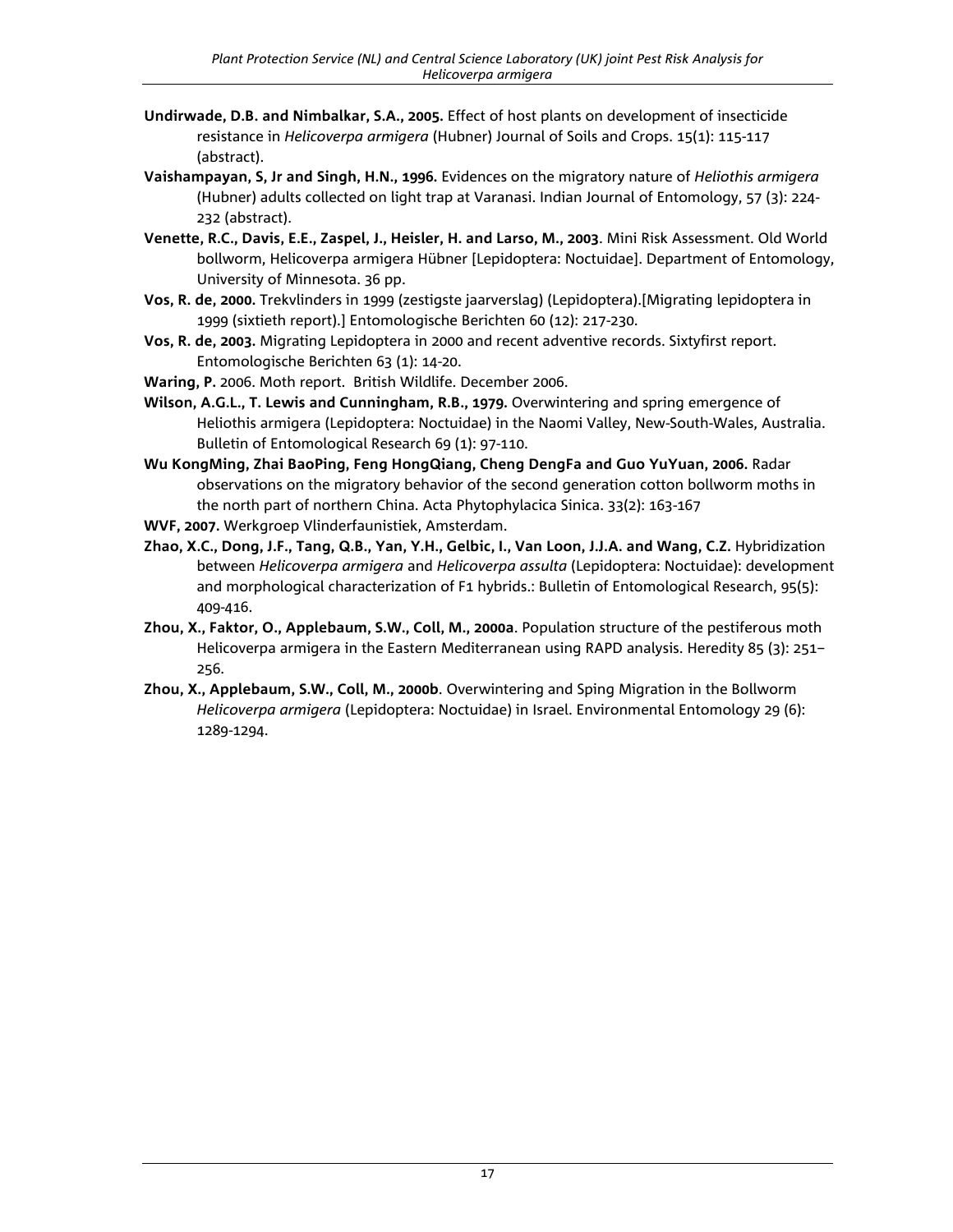**Undirwade, D.B. and Nimbalkar, S.A., 2005.** Effect of host plants on development of insecticide resistance in *Helicoverpa armigera* (Hubner) Journal of Soils and Crops. 15(1): 115-117 (abstract).

**Vaishampayan, S, Jr and Singh, H.N., 1996.** Evidences on the migratory nature of *Heliothis armigera* (Hubner) adults collected on light trap at Varanasi. Indian Journal of Entomology, 57 (3): 224-232 (abstract).

**Venette, R.C., Davis, E.E., Zaspel, J., Heisler, H. and Larso, M., 2003**. Mini Risk Assessment. Old World bollworm, Helicoverpa armigera Hübner [Lepidoptera: Noctuidae]. Department of Entomology, University of Minnesota. 36 pp.

**Vos, R. de, 2000.** Trekvlinders in 1999 (zestigste jaarverslag) (Lepidoptera).[Migrating lepidoptera in 1999 (sixtieth report).] Entomologische Berichten 60 (12): 217-230.

**Vos, R. de, 2003.** Migrating Lepidoptera in 2000 and recent adventive records. Sixtyfirst report. Entomologische Berichten 63 (1): 14-20.

**Waring, P.** 2006. Moth report. British Wildlife. December 2006.

**Wilson, A.G.L., T. Lewis and Cunningham, R.B., 1979.** Overwintering and spring emergence of Heliothis armigera (Lepidoptera: Noctuidae) in the Naomi Valley, New-South-Wales, Australia. Bulletin of Entomological Research 69 (1): 97-110.

**Wu KongMing, Zhai BaoPing, Feng HongQiang, Cheng DengFa and Guo YuYuan, 2006.** Radar observations on the migratory behavior of the second generation cotton bollworm moths in the north part of northern China. Acta Phytophylacica Sinica. 33(2): 163-167

**WVF, 2007.** Werkgroep Vlinderfaunistiek, Amsterdam.

**Zhao, X.C., Dong, J.F., Tang, Q.B., Yan, Y.H., Gelbic, I., Van Loon, J.J.A. and Wang, C.Z.** Hybridization between *Helicoverpa armigera* and *Helicoverpa assulta* (Lepidoptera: Noctuidae): development and morphological characterization of F1 hybrids.: Bulletin of Entomological Research, 95(5): 409-416.

**Zhou, X., Faktor, O., Applebaum, S.W., Coll, M., 2000a**. Population structure of the pestiferous moth Helicoverpa armigera in the Eastern Mediterranean using RAPD analysis. Heredity 85 (3): 251–256.

**Zhou, X., Applebaum, S.W., Coll, M., 2000b**. Overwintering and Sping Migration in the Bollworm *Helicoverpa armigera* (Lepidoptera: Noctuidae) in Israel. Environmental Entomology 29 (6): 1289-1294.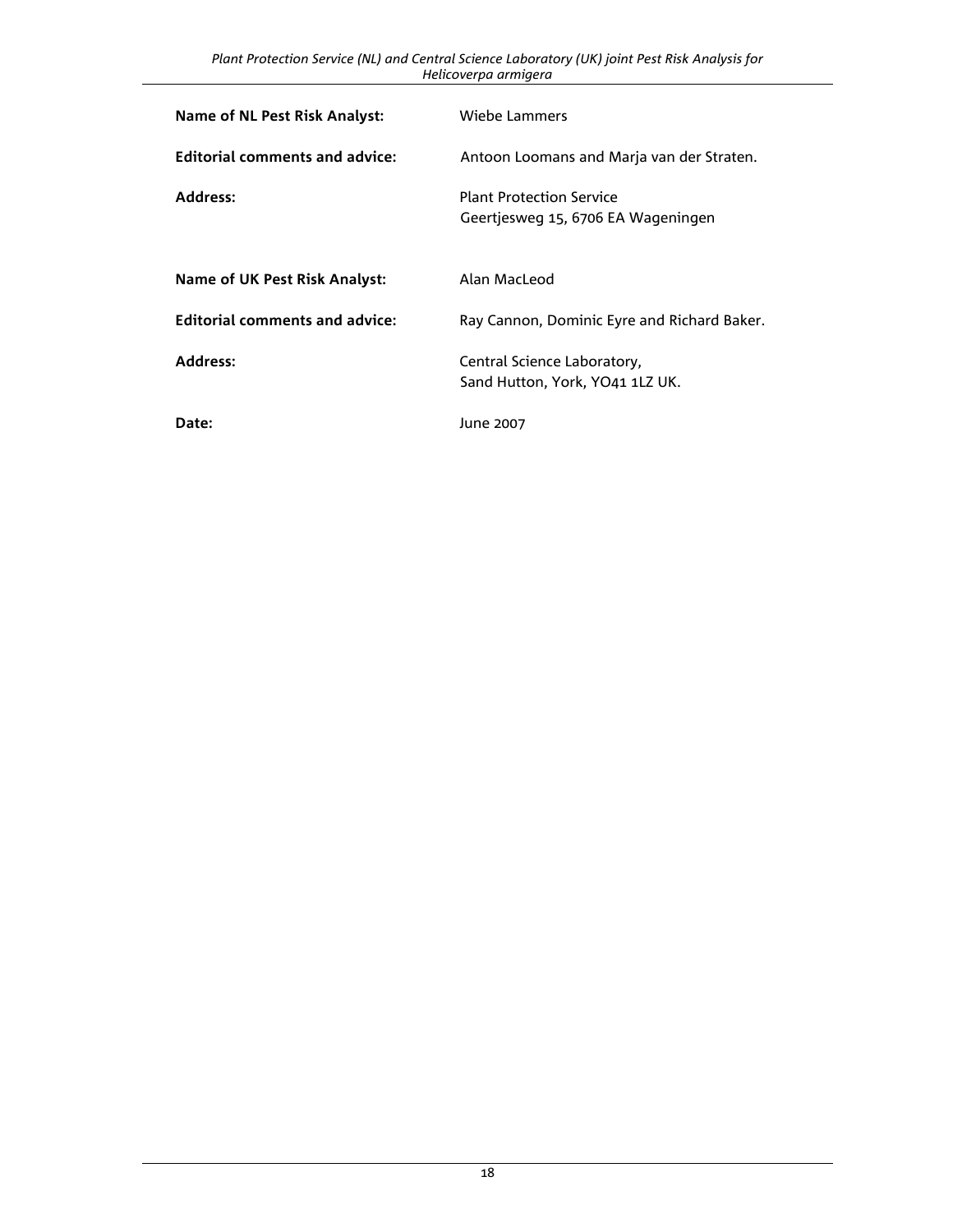**Name of NL Pest Risk Analyst:** Wiebe Lammers

**Editorial comments and advice:** Antoon Loomans and Marja van der Straten.

**Address:** Plant Protection Service
Geertjesweg 15, 6706 EA Wageningen

**Name of UK Pest Risk Analyst:** Alan MacLeod

**Editorial comments and advice:** Ray Cannon, Dominic Eyre and Richard Baker.

**Address:** Central Science Laboratory,
Sand Hutton, York, YO41 1LZ UK.

**Date:** June 2007